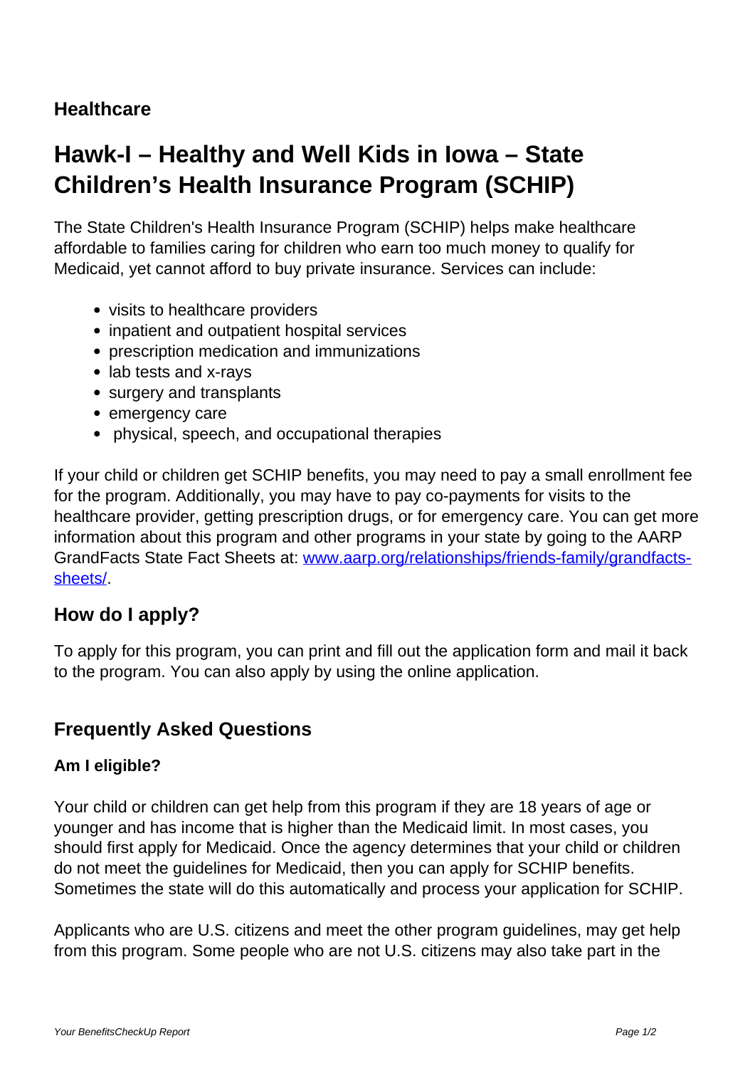**Healthcare**

# Hawk-I – Healthy and Well Kids in Iowa – State Children's Health Insurance Program (SCHIP)

The State Children's Health Insurance Program (SCHIP) helps make healthcare affordable to families caring for children who earn too much money to qualify for Medicaid, yet cannot afford to buy private insurance. Services can include:

- visits to healthcare providers
- inpatient and outpatient hospital services
- prescription medication and immunizations
- lab tests and x-rays
- surgery and transplants
- emergency care
- physical, speech, and occupational therapies

If your child or children get SCHIP benefits, you may need to pay a small enrollment fee for the program. Additionally, you may have to pay co-payments for visits to the healthcare provider, getting prescription drugs, or for emergency care. You can get more information about this program and other programs in your state by going to the AARP GrandFacts State Fact Sheets at: [www.aarp.org/relationships/friends-family/grandfacts-sheets/](http://www.aarp.org/relationships/friends-family/grandfacts-sheets/).

## How do I apply?

To apply for this program, you can print and fill out the application form and mail it back to the program. You can also apply by using the online application.

## Frequently Asked Questions

### Am I eligible?

Your child or children can get help from this program if they are 18 years of age or younger and has income that is higher than the Medicaid limit. In most cases, you should first apply for Medicaid. Once the agency determines that your child or children do not meet the guidelines for Medicaid, then you can apply for SCHIP benefits. Sometimes the state will do this automatically and process your application for SCHIP.

Applicants who are U.S. citizens and meet the other program guidelines, may get help from this program. Some people who are not U.S. citizens may also take part in the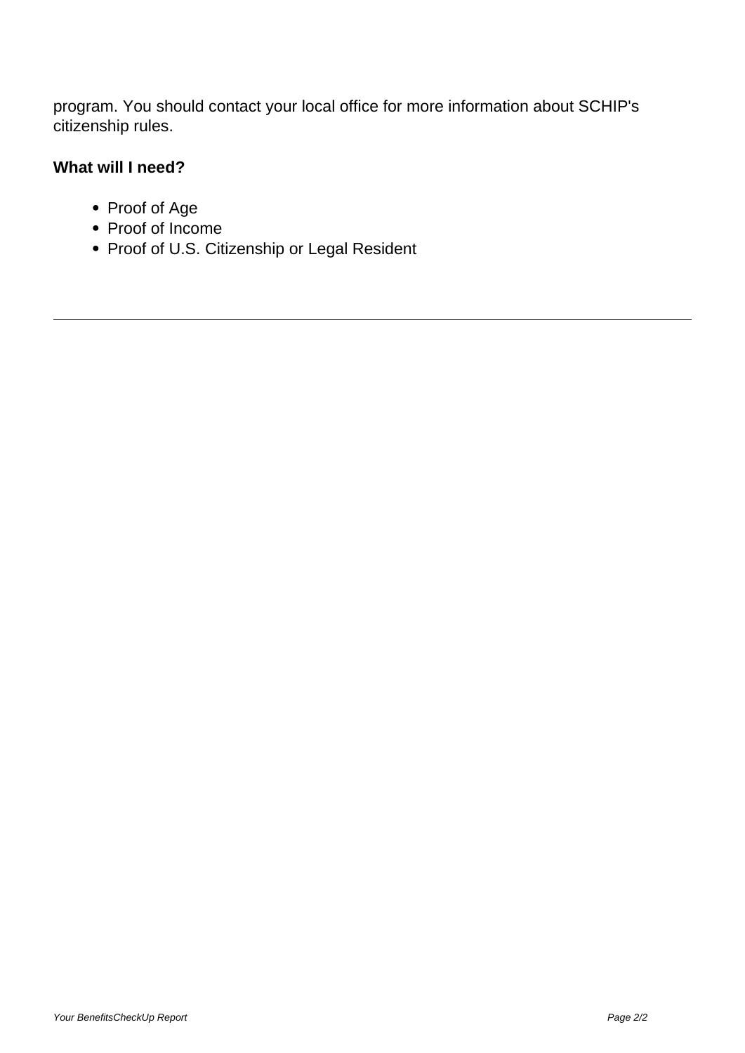program. You should contact your local office for more information about SCHIP's citizenship rules.

**What will I need?**

- Proof of Age
- Proof of Income
- Proof of U.S. Citizenship or Legal Resident

---